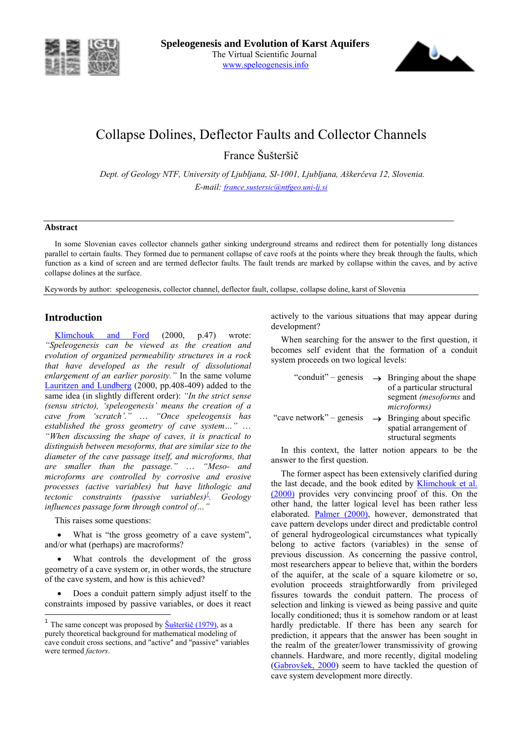Speleogenesis and Evolution of Karst Aquifers
The Virtual Scientific Journal
www.speleogenesis.info

# Collapse Dolines, Deflector Faults and Collector Channels

France Šušteršič

*Dept. of Geology NTF, University of Ljubljana, SI-1001, Ljubljana, Aškerčeva 12, Slovenia.*
*E-mail: france.sustersic@ntfgeo.uni-lj.si*

---

### Abstract

In some Slovenian caves collector channels gather sinking underground streams and redirect them for potentially long distances parallel to certain faults. They formed due to permanent collapse of cave roofs at the points where they break through the faults, which function as a kind of screen and are termed deflector faults. The fault trends are marked by collapse within the caves, and by active collapse dolines at the surface.

Keywords by author: speleogenesis, collector channel, deflector fault, collapse, collapse doline, karst of Slovenia

---

## Introduction

Klimchouk and Ford (2000, p.47) wrote: *"Speleogenesis can be viewed as the creation and evolution of organized permeability structures in a rock that have developed as the result of dissolutional enlargement of an earlier porosity."* In the same volume Lauritzen and Lundberg (2000, pp.408-409) added to the same idea (in slightly different order): *"In the strict sense (sensu stricto), 'speleogenesis' means the creation of a cave from 'scratch'."* … *"Once speleogenesis has established the gross geometry of cave system…"* … *"When discussing the shape of caves, it is practical to distinguish between mesoforms, that are similar size to the diameter of the cave passage itself, and microforms, that are smaller than the passage."* … *"Meso- and microforms are controlled by corrosive and erosive processes (active variables) but have lithologic and tectonic constraints (passive variables)*[1]*. Geology influences passage form through control of…"*

This raises some questions:

- What is "the gross geometry of a cave system", and/or what (perhaps) are macroforms?
- What controls the development of the gross geometry of a cave system or, in other words, the structure of the cave system, and how is this achieved?
- Does a conduit pattern simply adjust itself to the constraints imposed by passive variables, or does it react actively to the various situations that may appear during development?

When searching for the answer to the first question, it becomes self evident that the formation of a conduit system proceeds on two logical levels:

| | | |
|---|---|---|
| "conduit" – genesis | → | Bringing about the shape of a particular structural segment *(mesoforms* and *microforms)* |
| "cave network" – genesis | → | Bringing about specific spatial arrangement of structural segments |

In this context, the latter notion appears to be the answer to the first question.

The former aspect has been extensively clarified during the last decade, and the book edited by Klimchouk et al. (2000) provides very convincing proof of this. On the other hand, the latter logical level has been rather less elaborated. Palmer (2000), however, demonstrated that cave pattern develops under direct and predictable control of general hydrogeological circumstances what typically belong to active factors (variables) in the sense of previous discussion. As concerning the passive control, most researchers appear to believe that, within the borders of the aquifer, at the scale of a square kilometre or so, evolution proceeds straightforwardly from privileged fissures towards the conduit pattern. The process of selection and linking is viewed as being passive and quite locally conditioned; thus it is somehow random or at least hardly predictable. If there has been any search for prediction, it appears that the answer has been sought in the realm of the greater/lower transmissivity of growing channels. Hardware, and more recently, digital modeling (Gabrovšek, 2000) seem to have tackled the question of cave system development more directly.

---

[1] The same concept was proposed by Šušteršič (1979), as a purely theoretical background for mathematical modeling of cave conduit cross sections, and "active" and "passive" variables were termed *factors*.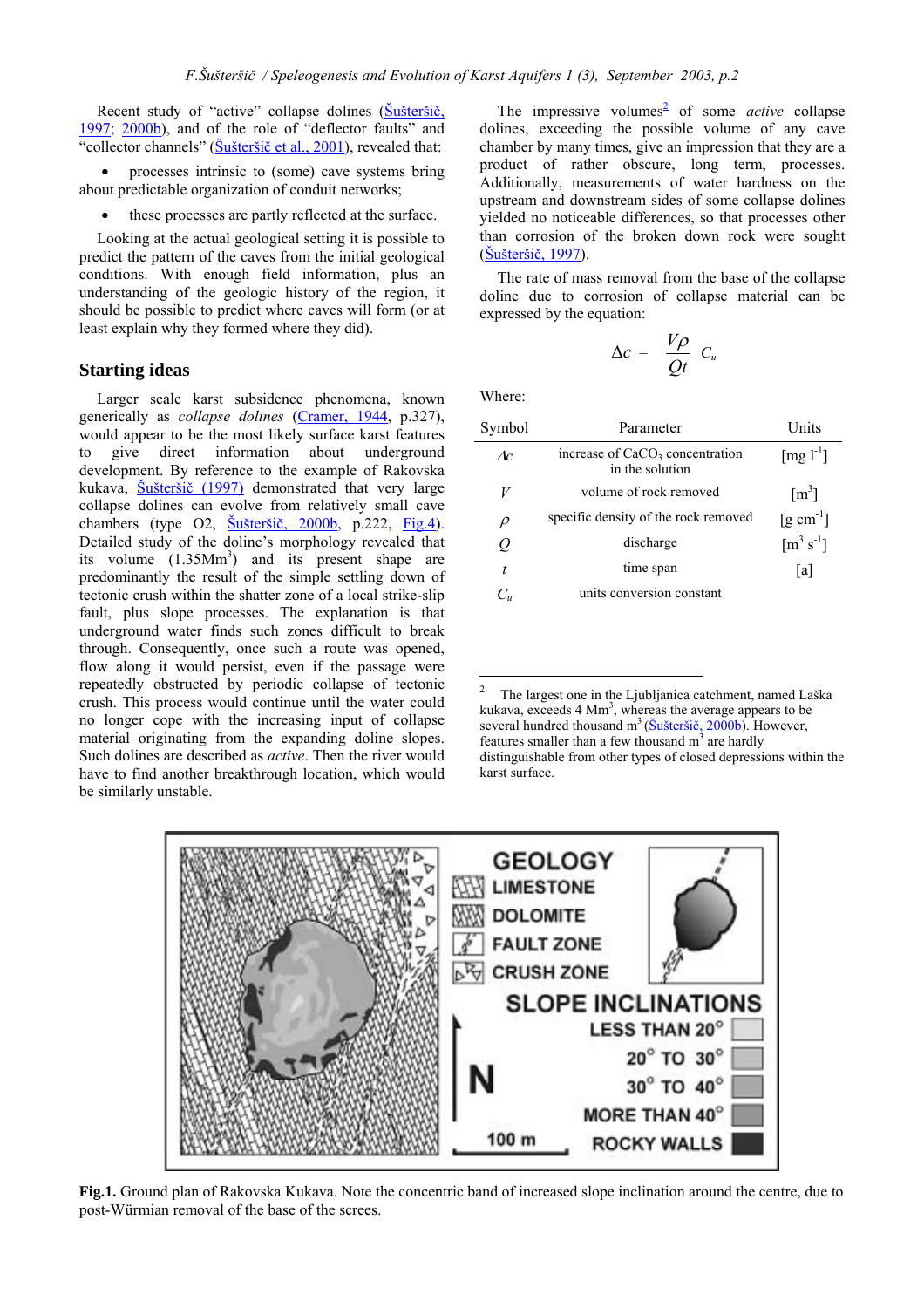Recent study of "active" collapse dolines (Šušteršič, 1997; 2000b), and of the role of "deflector faults" and "collector channels" (Šušteršič et al., 2001), revealed that:

- processes intrinsic to (some) cave systems bring about predictable organization of conduit networks;
- these processes are partly reflected at the surface.

Looking at the actual geological setting it is possible to predict the pattern of the caves from the initial geological conditions. With enough field information, plus an understanding of the geologic history of the region, it should be possible to predict where caves will form (or at least explain why they formed where they did).

## Starting ideas

Larger scale karst subsidence phenomena, known generically as *collapse dolines* (Cramer, 1944, p.327), would appear to be the most likely surface karst features to give direct information about underground development. By reference to the example of Rakovska kukava, Šušteršič (1997) demonstrated that very large collapse dolines can evolve from relatively small cave chambers (type O2, Šušteršič, 2000b, p.222, Fig.4). Detailed study of the doline's morphology revealed that its volume (1.35Mm$^3$) and its present shape are predominantly the result of the simple settling down of tectonic crush within the shatter zone of a local strike-slip fault, plus slope processes. The explanation is that underground water finds such zones difficult to break through. Consequently, once such a route was opened, flow along it would persist, even if the passage were repeatedly obstructed by periodic collapse of tectonic crush. This process would continue until the water could no longer cope with the increasing input of collapse material originating from the expanding doline slopes. Such dolines are described as *active*. Then the river would have to find another breakthrough location, which would be similarly unstable.

The impressive volumes[2] of some *active* collapse dolines, exceeding the possible volume of any cave chamber by many times, give an impression that they are a product of rather obscure, long term, processes. Additionally, measurements of water hardness on the upstream and downstream sides of some collapse dolines yielded no noticeable differences, so that processes other than corrosion of the broken down rock were sought (Šušteršič, 1997).

The rate of mass removal from the base of the collapse doline due to corrosion of collapse material can be expressed by the equation:

$$\Delta c = \frac{V\rho}{Qt} C_u$$

Where:

| Symbol | Parameter | Units |
|---|---|---|
| $\Delta c$ | increase of $CaCO_3$ concentration in the solution | [mg l$^{-1}$] |
| $V$ | volume of rock removed | [m$^3$] |
| $\rho$ | specific density of the rock removed | [g cm$^{-1}$] |
| $Q$ | discharge | [m$^3$ s$^{-1}$] |
| $t$ | time span | [a] |
| $C_u$ | units conversion constant | |

[2] The largest one in the Ljubljanica catchment, named Laška kukava, exceeds 4 Mm$^3$, whereas the average appears to be several hundred thousand m$^3$ (Šušteršič, 2000b). However, features smaller than a few thousand m$^3$ are hardly distinguishable from other types of closed depressions within the karst surface.

**Fig.1.** Ground plan of Rakovska Kukava. Note the concentric band of increased slope inclination around the centre, due to post-Würmian removal of the base of the screes.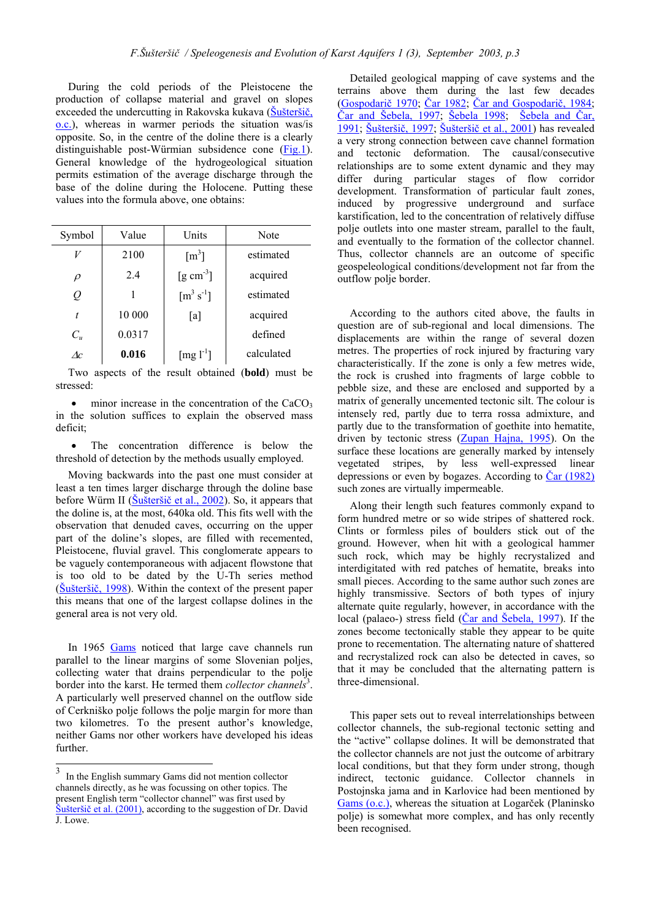During the cold periods of the Pleistocene the production of collapse material and gravel on slopes exceeded the undercutting in Rakovska kukava (Šušteršič, o.c.), whereas in warmer periods the situation was/is opposite. So, in the centre of the doline there is a clearly distinguishable post-Würmian subsidence cone (Fig.1). General knowledge of the hydrogeological situation permits estimation of the average discharge through the base of the doline during the Holocene. Putting these values into the formula above, one obtains:

| Symbol | Value | Units | Note |
|---|---|---|---|
| $V$ | 2100 | $[m^3]$ | estimated |
| $\rho$ | 2.4 | $[g\ cm^{-3}]$ | acquired |
| $Q$ | 1 | $[m^3\ s^{-1}]$ | estimated |
| $t$ | 10 000 | [a] | acquired |
| $C_u$ | 0.0317 | | defined |
| $\Delta c$ | **0.016** | $[mg\ l^{-1}]$ | calculated |

Two aspects of the result obtained (**bold**) must be stressed:

- minor increase in the concentration of the $CaCO_3$ in the solution suffices to explain the observed mass deficit;
- The concentration difference is below the threshold of detection by the methods usually employed.

Moving backwards into the past one must consider at least a ten times larger discharge through the doline base before Würm II (Šušteršič et al., 2002). So, it appears that the doline is, at the most, 640ka old. This fits well with the observation that denuded caves, occurring on the upper part of the doline's slopes, are filled with recemented, Pleistocene, fluvial gravel. This conglomerate appears to be vaguely contemporaneous with adjacent flowstone that is too old to be dated by the U-Th series method (Šušteršič, 1998). Within the context of the present paper this means that one of the largest collapse dolines in the general area is not very old.

In 1965 Gams noticed that large cave channels run parallel to the linear margins of some Slovenian poljes, collecting water that drains perpendicular to the polje border into the karst. He termed them *collector channels*[3]. A particularly well preserved channel on the outflow side of Cerkniško polje follows the polje margin for more than two kilometres. To the present author's knowledge, neither Gams nor other workers have developed his ideas further.

Detailed geological mapping of cave systems and the terrains above them during the last few decades (Gospodarič 1970; Čar 1982; Čar and Gospodarič, 1984; Čar and Šebela, 1997; Šebela 1998; Šebela and Čar, 1991; Šušteršič, 1997; Šušteršič et al., 2001) has revealed a very strong connection between cave channel formation and tectonic deformation. The causal/consecutive relationships are to some extent dynamic and they may differ during particular stages of flow corridor development. Transformation of particular fault zones, induced by progressive underground and surface karstification, led to the concentration of relatively diffuse polje outlets into one master stream, parallel to the fault, and eventually to the formation of the collector channel. Thus, collector channels are an outcome of specific geospeleological conditions/development not far from the outflow polje border.

According to the authors cited above, the faults in question are of sub-regional and local dimensions. The displacements are within the range of several dozen metres. The properties of rock injured by fracturing vary characteristically. If the zone is only a few metres wide, the rock is crushed into fragments of large cobble to pebble size, and these are enclosed and supported by a matrix of generally uncemented tectonic silt. The colour is intensely red, partly due to terra rossa admixture, and partly due to the transformation of goethite into hematite, driven by tectonic stress (Zupan Hajna, 1995). On the surface these locations are generally marked by intensely vegetated stripes, by less well-expressed linear depressions or even by bogazes. According to Čar (1982) such zones are virtually impermeable.

Along their length such features commonly expand to form hundred metre or so wide stripes of shattered rock. Clints or formless piles of boulders stick out of the ground. However, when hit with a geological hammer such rock, which may be highly recrystallized and interdigitated with red patches of hematite, breaks into small pieces. According to the same author such zones are highly transmissive. Sectors of both types of injury alternate quite regularly, however, in accordance with the local (palaeo-) stress field (Čar and Šebela, 1997). If the zones become tectonically stable they appear to be quite prone to recementation. The alternating nature of shattered and recrystalized rock can also be detected in caves, so that it may be concluded that the alternating pattern is three-dimensional.

This paper sets out to reveal interrelationships between collector channels, the sub-regional tectonic setting and the "active" collapse dolines. It will be demonstrated that the collector channels are not just the outcome of arbitrary local conditions, but that they form under strong, though indirect, tectonic guidance. Collector channels in Postojnska jama and in Karlovice had been mentioned by Gams (o.c.), whereas the situation at Logarček (Planinsko polje) is somewhat more complex, and has only recently been recognised.

---

[3] In the English summary Gams did not mention collector channels directly, as he was focussing on other topics. The present English term "collector channel" was first used by Šušteršič et al. (2001), according to the suggestion of Dr. David J. Lowe.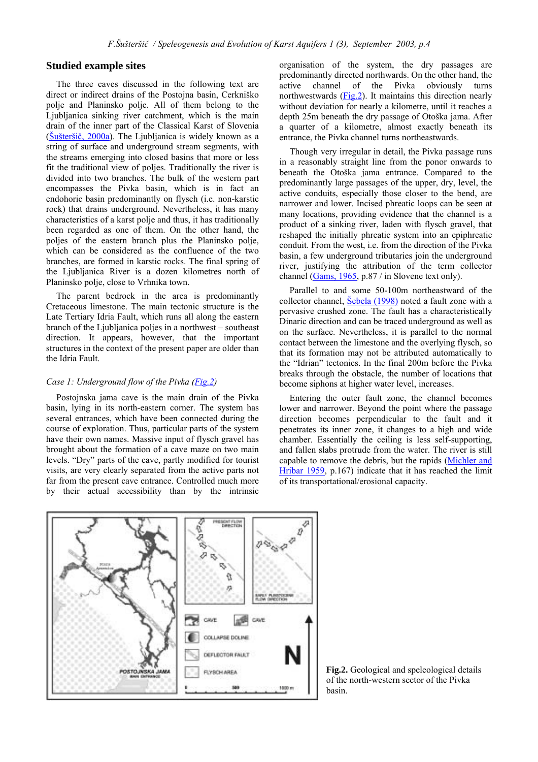## Studied example sites

The three caves discussed in the following text are direct or indirect drains of the Postojna basin, Cerkniško polje and Planinsko polje. All of them belong to the Ljubljanica sinking river catchment, which is the main drain of the inner part of the Classical Karst of Slovenia (Šušteršič, 2000a). The Ljubljanica is widely known as a string of surface and underground stream segments, with the streams emerging into closed basins that more or less fit the traditional view of poljes. Traditionally the river is divided into two branches. The bulk of the western part encompasses the Pivka basin, which is in fact an endohoric basin predominantly on flysch (i.e. non-karstic rock) that drains underground. Nevertheless, it has many characteristics of a karst polje and thus, it has traditionally been regarded as one of them. On the other hand, the poljes of the eastern branch plus the Planinsko polje, which can be considered as the confluence of the two branches, are formed in karstic rocks. The final spring of the Ljubljanica River is a dozen kilometres north of Planinsko polje, close to Vrhnika town.

The parent bedrock in the area is predominantly Cretaceous limestone. The main tectonic structure is the Late Tertiary Idria Fault, which runs all along the eastern branch of the Ljubljanica poljes in a northwest – southeast direction. It appears, however, that the important structures in the context of the present paper are older than the Idria Fault.

*Case 1: Underground flow of the Pivka (Fig.2)*

Postojnska jama cave is the main drain of the Pivka basin, lying in its north-eastern corner. The system has several entrances, which have been connected during the course of exploration. Thus, particular parts of the system have their own names. Massive input of flysch gravel has brought about the formation of a cave maze on two main levels. "Dry" parts of the cave, partly modified for tourist visits, are very clearly separated from the active parts not far from the present cave entrance. Controlled much more by their actual accessibility than by the intrinsic organisation of the system, the dry passages are predominantly directed northwards. On the other hand, the active channel of the Pivka obviously turns northwestwards (Fig.2). It maintains this direction nearly without deviation for nearly a kilometre, until it reaches a depth 25m beneath the dry passage of Otoška jama. After a quarter of a kilometre, almost exactly beneath its entrance, the Pivka channel turns northeastwards.

Though very irregular in detail, the Pivka passage runs in a reasonably straight line from the ponor onwards to beneath the Otoška jama entrance. Compared to the predominantly large passages of the upper, dry, level, the active conduits, especially those closer to the bend, are narrower and lower. Incised phreatic loops can be seen at many locations, providing evidence that the channel is a product of a sinking river, laden with flysch gravel, that reshaped the initially phreatic system into an epiphreatic conduit. From the west, i.e. from the direction of the Pivka basin, a few underground tributaries join the underground river, justifying the attribution of the term collector channel (Gams, 1965, p.87 / in Slovene text only).

Parallel to and some 50-100m northeastward of the collector channel, Šebela (1998) noted a fault zone with a pervasive crushed zone. The fault has a characteristically Dinaric direction and can be traced underground as well as on the surface. Nevertheless, it is parallel to the normal contact between the limestone and the overlying flysch, so that its formation may not be attributed automatically to the "Idrian" tectonics. In the final 200m before the Pivka breaks through the obstacle, the number of locations that become siphons at higher water level, increases.

Entering the outer fault zone, the channel becomes lower and narrower. Beyond the point where the passage direction becomes perpendicular to the fault and it penetrates its inner zone, it changes to a high and wide chamber. Essentially the ceiling is less self-supporting, and fallen slabs protrude from the water. The river is still capable to remove the debris, but the rapids (Michler and Hribar 1959, p.167) indicate that it has reached the limit of its transportational/erosional capacity.

**Fig.2.** Geological and speleological details of the north-western sector of the Pivka basin.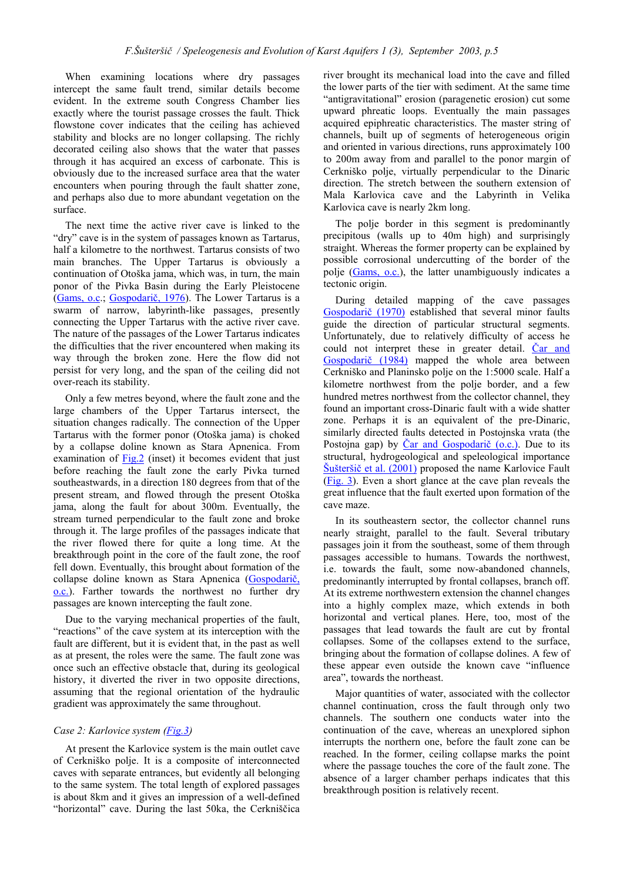When examining locations where dry passages intercept the same fault trend, similar details become evident. In the extreme south Congress Chamber lies exactly where the tourist passage crosses the fault. Thick flowstone cover indicates that the ceiling has achieved stability and blocks are no longer collapsing. The richly decorated ceiling also shows that the water that passes through it has acquired an excess of carbonate. This is obviously due to the increased surface area that the water encounters when pouring through the fault shatter zone, and perhaps also due to more abundant vegetation on the surface.

The next time the active river cave is linked to the "dry" cave is in the system of passages known as Tartarus, half a kilometre to the northwest. Tartarus consists of two main branches. The Upper Tartarus is obviously a continuation of Otoška jama, which was, in turn, the main ponor of the Pivka Basin during the Early Pleistocene (Gams, o.c.; Gospodarič, 1976). The Lower Tartarus is a swarm of narrow, labyrinth-like passages, presently connecting the Upper Tartarus with the active river cave. The nature of the passages of the Lower Tartarus indicates the difficulties that the river encountered when making its way through the broken zone. Here the flow did not persist for very long, and the span of the ceiling did not over-reach its stability.

Only a few metres beyond, where the fault zone and the large chambers of the Upper Tartarus intersect, the situation changes radically. The connection of the Upper Tartarus with the former ponor (Otoška jama) is choked by a collapse doline known as Stara Apnenica. From examination of Fig.2 (inset) it becomes evident that just before reaching the fault zone the early Pivka turned southeastwards, in a direction 180 degrees from that of the present stream, and flowed through the present Otoška jama, along the fault for about 300m. Eventually, the stream turned perpendicular to the fault zone and broke through it. The large profiles of the passages indicate that the river flowed there for quite a long time. At the breakthrough point in the core of the fault zone, the roof fell down. Eventually, this brought about formation of the collapse doline known as Stara Apnenica (Gospodarič, o.c.). Farther towards the northwest no further dry passages are known intercepting the fault zone.

Due to the varying mechanical properties of the fault, "reactions" of the cave system at its interception with the fault are different, but it is evident that, in the past as well as at present, the roles were the same. The fault zone was once such an effective obstacle that, during its geological history, it diverted the river in two opposite directions, assuming that the regional orientation of the hydraulic gradient was approximately the same throughout.

*Case 2: Karlovice system (Fig.3)*

At present the Karlovice system is the main outlet cave of Cerkniško polje. It is a composite of interconnected caves with separate entrances, but evidently all belonging to the same system. The total length of explored passages is about 8km and it gives an impression of a well-defined "horizontal" cave. During the last 50ka, the Cerkniščica river brought its mechanical load into the cave and filled the lower parts of the tier with sediment. At the same time "antigravitational" erosion (paragenetic erosion) cut some upward phreatic loops. Eventually the main passages acquired epiphreatic characteristics. The master string of channels, built up of segments of heterogeneous origin and oriented in various directions, runs approximately 100 to 200m away from and parallel to the ponor margin of Cerkniško polje, virtually perpendicular to the Dinaric direction. The stretch between the southern extension of Mala Karlovica cave and the Labyrinth in Velika Karlovica cave is nearly 2km long.

The polje border in this segment is predominantly precipitous (walls up to 40m high) and surprisingly straight. Whereas the former property can be explained by possible corrosional undercutting of the border of the polje (Gams, o.c.), the latter unambiguously indicates a tectonic origin.

During detailed mapping of the cave passages Gospodarič (1970) established that several minor faults guide the direction of particular structural segments. Unfortunately, due to relatively difficulty of access he could not interpret these in greater detail. Čar and Gospodarič (1984) mapped the whole area between Cerkniško and Planinsko polje on the 1:5000 scale. Half a kilometre northwest from the polje border, and a few hundred metres northwest from the collector channel, they found an important cross-Dinaric fault with a wide shatter zone. Perhaps it is an equivalent of the pre-Dinaric, similarly directed faults detected in Postojnska vrata (the Postojna gap) by Čar and Gospodarič (o.c.). Due to its structural, hydrogeological and speleological importance Šušteršič et al. (2001) proposed the name Karlovice Fault (Fig. 3). Even a short glance at the cave plan reveals the great influence that the fault exerted upon formation of the cave maze.

In its southeastern sector, the collector channel runs nearly straight, parallel to the fault. Several tributary passages join it from the southeast, some of them through passages accessible to humans. Towards the northwest, i.e. towards the fault, some now-abandoned channels, predominantly interrupted by frontal collapses, branch off. At its extreme northwestern extension the channel changes into a highly complex maze, which extends in both horizontal and vertical planes. Here, too, most of the passages that lead towards the fault are cut by frontal collapses. Some of the collapses extend to the surface, bringing about the formation of collapse dolines. A few of these appear even outside the known cave "influence area", towards the northeast.

Major quantities of water, associated with the collector channel continuation, cross the fault through only two channels. The southern one conducts water into the continuation of the cave, whereas an unexplored siphon interrupts the northern one, before the fault zone can be reached. In the former, ceiling collapse marks the point where the passage touches the core of the fault zone. The absence of a larger chamber perhaps indicates that this breakthrough position is relatively recent.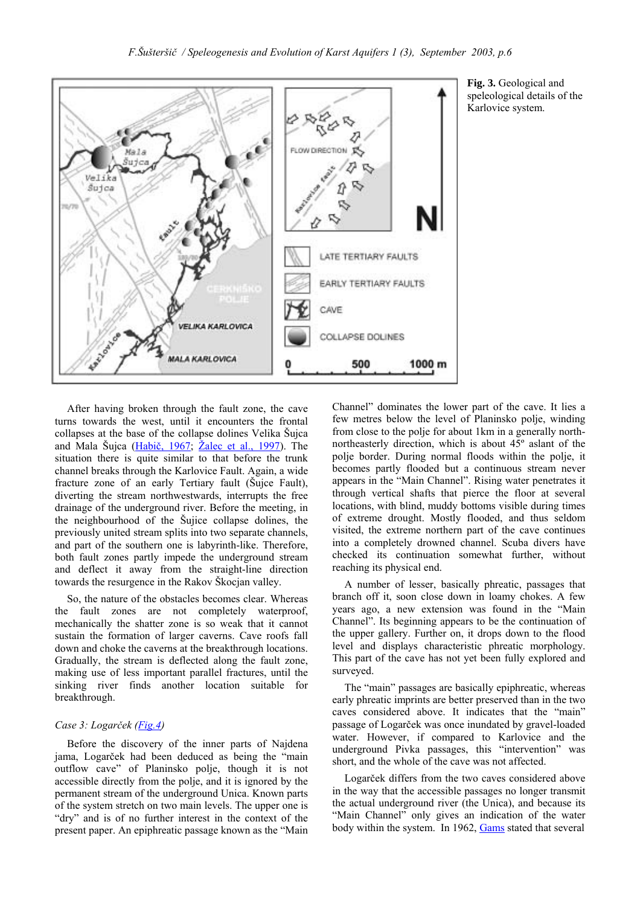**Fig. 3.** Geological and speleological details of the Karlovice system.

After having broken through the fault zone, the cave turns towards the west, until it encounters the frontal collapses at the base of the collapse dolines Velika Šujca and Mala Šujca (Habič, 1967; Žalec et al., 1997). The situation there is quite similar to that before the trunk channel breaks through the Karlovice Fault. Again, a wide fracture zone of an early Tertiary fault (Šujce Fault), diverting the stream northwestwards, interrupts the free drainage of the underground river. Before the meeting, in the neighbourhood of the Šujice collapse dolines, the previously united stream splits into two separate channels, and part of the southern one is labyrinth-like. Therefore, both fault zones partly impede the underground stream and deflect it away from the straight-line direction towards the resurgence in the Rakov Škocjan valley.

So, the nature of the obstacles becomes clear. Whereas the fault zones are not completely waterproof, mechanically the shatter zone is so weak that it cannot sustain the formation of larger caverns. Cave roofs fall down and choke the caverns at the breakthrough locations. Gradually, the stream is deflected along the fault zone, making use of less important parallel fractures, until the sinking river finds another location suitable for breakthrough.

*Case 3: Logarček (Fig.4)*

Before the discovery of the inner parts of Najdena jama, Logarček had been deduced as being the "main outflow cave" of Planinsko polje, though it is not accessible directly from the polje, and it is ignored by the permanent stream of the underground Unica. Known parts of the system stretch on two main levels. The upper one is "dry" and is of no further interest in the context of the present paper. An epiphreatic passage known as the "Main Channel" dominates the lower part of the cave. It lies a few metres below the level of Planinsko polje, winding from close to the polje for about 1km in a generally north-northeasterly direction, which is about 45º aslant of the polje border. During normal floods within the polje, it becomes partly flooded but a continuous stream never appears in the "Main Channel". Rising water penetrates it through vertical shafts that pierce the floor at several locations, with blind, muddy bottoms visible during times of extreme drought. Mostly flooded, and thus seldom visited, the extreme northern part of the cave continues into a completely drowned channel. Scuba divers have checked its continuation somewhat further, without reaching its physical end.

A number of lesser, basically phreatic, passages that branch off it, soon close down in loamy chokes. A few years ago, a new extension was found in the "Main Channel". Its beginning appears to be the continuation of the upper gallery. Further on, it drops down to the flood level and displays characteristic phreatic morphology. This part of the cave has not yet been fully explored and surveyed.

The "main" passages are basically epiphreatic, whereas early phreatic imprints are better preserved than in the two caves considered above. It indicates that the "main" passage of Logarček was once inundated by gravel-loaded water. However, if compared to Karlovice and the underground Pivka passages, this "intervention" was short, and the whole of the cave was not affected.

Logarček differs from the two caves considered above in the way that the accessible passages no longer transmit the actual underground river (the Unica), and because its "Main Channel" only gives an indication of the water body within the system. In 1962, Gams stated that several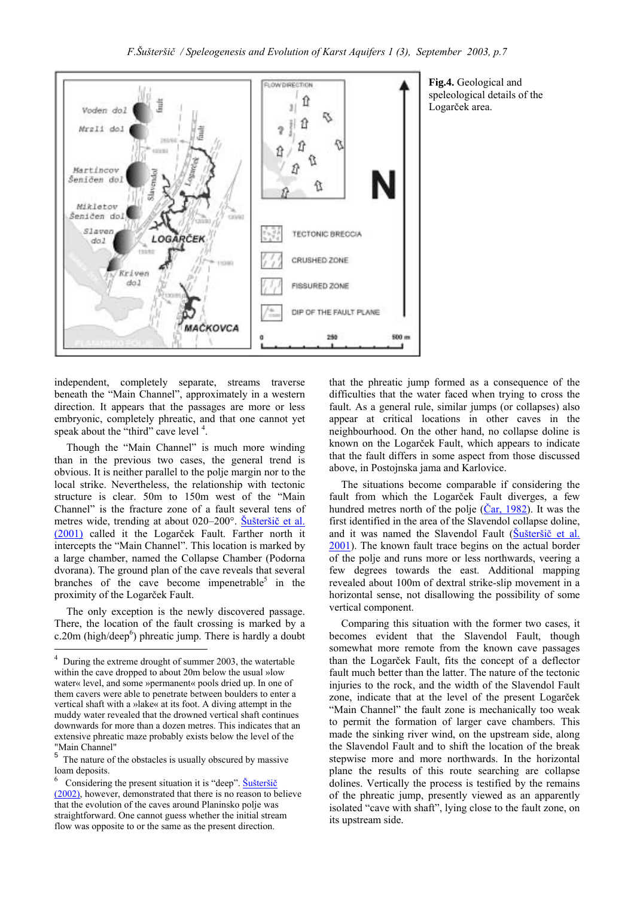**Fig.4.** Geological and speleological details of the Logarček area.

independent, completely separate, streams traverse beneath the "Main Channel", approximately in a western direction. It appears that the passages are more or less embryonic, completely phreatic, and that one cannot yet speak about the "third" cave level [4].

Though the "Main Channel" is much more winding than in the previous two cases, the general trend is obvious. It is neither parallel to the polje margin nor to the local strike. Nevertheless, the relationship with tectonic structure is clear. 50m to 150m west of the "Main Channel" is the fracture zone of a fault several tens of metres wide, trending at about 020–200°. Šušteršič et al. (2001) called it the Logarček Fault. Farther north it intercepts the "Main Channel". This location is marked by a large chamber, named the Collapse Chamber (Podorna dvorana). The ground plan of the cave reveals that several branches of the cave become impenetrable[5] in the proximity of the Logarček Fault.

The only exception is the newly discovered passage. There, the location of the fault crossing is marked by a c.20m (high/deep[6]) phreatic jump. There is hardly a doubt that the phreatic jump formed as a consequence of the difficulties that the water faced when trying to cross the fault. As a general rule, similar jumps (or collapses) also appear at critical locations in other caves in the neighbourhood. On the other hand, no collapse doline is known on the Logarček Fault, which appears to indicate that the fault differs in some aspect from those discussed above, in Postojnska jama and Karlovice.

The situations become comparable if considering the fault from which the Logarček Fault diverges, a few hundred metres north of the polje (Čar, 1982). It was the first identified in the area of the Slavendol collapse doline, and it was named the Slavendol Fault (Šušteršič et al. 2001). The known fault trace begins on the actual border of the polje and runs more or less northwards, veering a few degrees towards the east. Additional mapping revealed about 100m of dextral strike-slip movement in a horizontal sense, not disallowing the possibility of some vertical component.

Comparing this situation with the former two cases, it becomes evident that the Slavendol Fault, though somewhat more remote from the known cave passages than the Logarček Fault, fits the concept of a deflector fault much better than the latter. The nature of the tectonic injuries to the rock, and the width of the Slavendol Fault zone, indicate that at the level of the present Logarček "Main Channel" the fault zone is mechanically too weak to permit the formation of larger cave chambers. This made the sinking river wind, on the upstream side, along the Slavendol Fault and to shift the location of the break stepwise more and more northwards. In the horizontal plane the results of this route searching are collapse dolines. Vertically the process is testified by the remains of the phreatic jump, presently viewed as an apparently isolated "cave with shaft", lying close to the fault zone, on its upstream side.

---

[4] During the extreme drought of summer 2003, the watertable within the cave dropped to about 20m below the usual »low water« level, and some »permanent« pools dried up. In one of them cavers were able to penetrate between boulders to enter a vertical shaft with a »lake« at its foot. A diving attempt in the muddy water revealed that the drowned vertical shaft continues downwards for more than a dozen metres. This indicates that an extensive phreatic maze probably exists below the level of the "Main Channel"

[5] The nature of the obstacles is usually obscured by massive loam deposits.

[6] Considering the present situation it is "deep". Šušteršič (2002), however, demonstrated that there is no reason to believe that the evolution of the caves around Planinsko polje was straightforward. One cannot guess whether the initial stream flow was opposite to or the same as the present direction.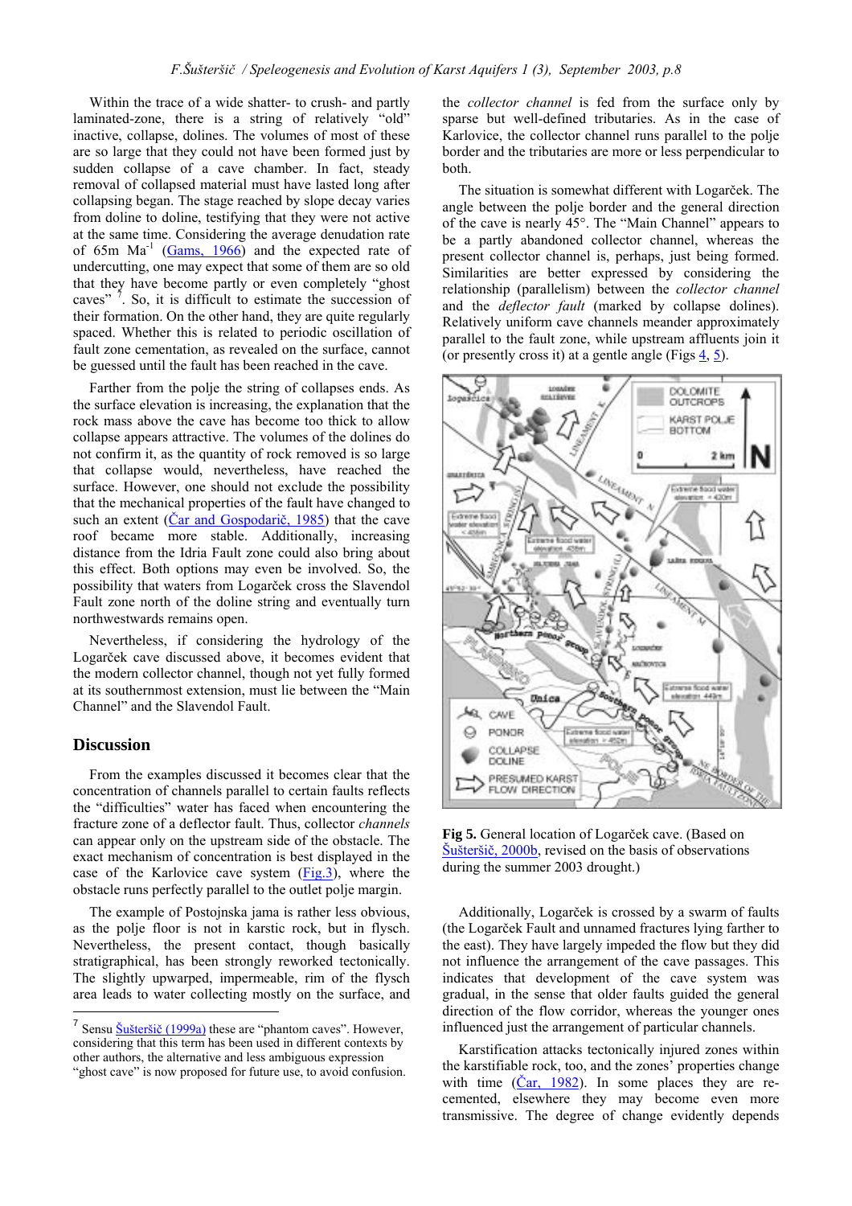Within the trace of a wide shatter- to crush- and partly laminated-zone, there is a string of relatively "old" inactive, collapse, dolines. The volumes of most of these are so large that they could not have been formed just by sudden collapse of a cave chamber. In fact, steady removal of collapsed material must have lasted long after collapsing began. The stage reached by slope decay varies from doline to doline, testifying that they were not active at the same time. Considering the average denudation rate of 65m Ma$^{-1}$ (Gams, 1966) and the expected rate of undercutting, one may expect that some of them are so old that they have become partly or even completely "ghost caves" [7]. So, it is difficult to estimate the succession of their formation. On the other hand, they are quite regularly spaced. Whether this is related to periodic oscillation of fault zone cementation, as revealed on the surface, cannot be guessed until the fault has been reached in the cave.

Farther from the polje the string of collapses ends. As the surface elevation is increasing, the explanation that the rock mass above the cave has become too thick to allow collapse appears attractive. The volumes of the dolines do not confirm it, as the quantity of rock removed is so large that collapse would, nevertheless, have reached the surface. However, one should not exclude the possibility that the mechanical properties of the fault have changed to such an extent (Čar and Gospodarič, 1985) that the cave roof became more stable. Additionally, increasing distance from the Idria Fault zone could also bring about this effect. Both options may even be involved. So, the possibility that waters from Logarček cross the Slavendol Fault zone north of the doline string and eventually turn northwestwards remains open.

Nevertheless, if considering the hydrology of the Logarček cave discussed above, it becomes evident that the modern collector channel, though not yet fully formed at its southernmost extension, must lie between the "Main Channel" and the Slavendol Fault.

## Discussion

From the examples discussed it becomes clear that the concentration of channels parallel to certain faults reflects the "difficulties" water has faced when encountering the fracture zone of a deflector fault. Thus, collector *channels* can appear only on the upstream side of the obstacle. The exact mechanism of concentration is best displayed in the case of the Karlovice cave system (Fig.3), where the obstacle runs perfectly parallel to the outlet polje margin.

The example of Postojnska jama is rather less obvious, as the polje floor is not in karstic rock, but in flysch. Nevertheless, the present contact, though basically stratigraphical, has been strongly reworked tectonically. The slightly upwarped, impermeable, rim of the flysch area leads to water collecting mostly on the surface, and the *collector channel* is fed from the surface only by sparse but well-defined tributaries. As in the case of Karlovice, the collector channel runs parallel to the polje border and the tributaries are more or less perpendicular to both.

The situation is somewhat different with Logarček. The angle between the polje border and the general direction of the cave is nearly 45°. The "Main Channel" appears to be a partly abandoned collector channel, whereas the present collector channel is, perhaps, just being formed. Similarities are better expressed by considering the relationship (parallelism) between the *collector channel* and the *deflector fault* (marked by collapse dolines). Relatively uniform cave channels meander approximately parallel to the fault zone, while upstream affluents join it (or presently cross it) at a gentle angle (Figs 4, 5).

**Fig 5.** General location of Logarček cave. (Based on Šušteršič, 2000b, revised on the basis of observations during the summer 2003 drought.)

Additionally, Logarček is crossed by a swarm of faults (the Logarček Fault and unnamed fractures lying farther to the east). They have largely impeded the flow but they did not influence the arrangement of the cave passages. This indicates that development of the cave system was gradual, in the sense that older faults guided the general direction of the flow corridor, whereas the younger ones influenced just the arrangement of particular channels.

Karstification attacks tectonically injured zones within the karstifiable rock, too, and the zones' properties change with time (Čar, 1982). In some places they are re-cemented, elsewhere they may become even more transmissive. The degree of change evidently depends

---

[7] Sensu Šušteršič (1999a) these are "phantom caves". However, considering that this term has been used in different contexts by other authors, the alternative and less ambiguous expression "ghost cave" is now proposed for future use, to avoid confusion.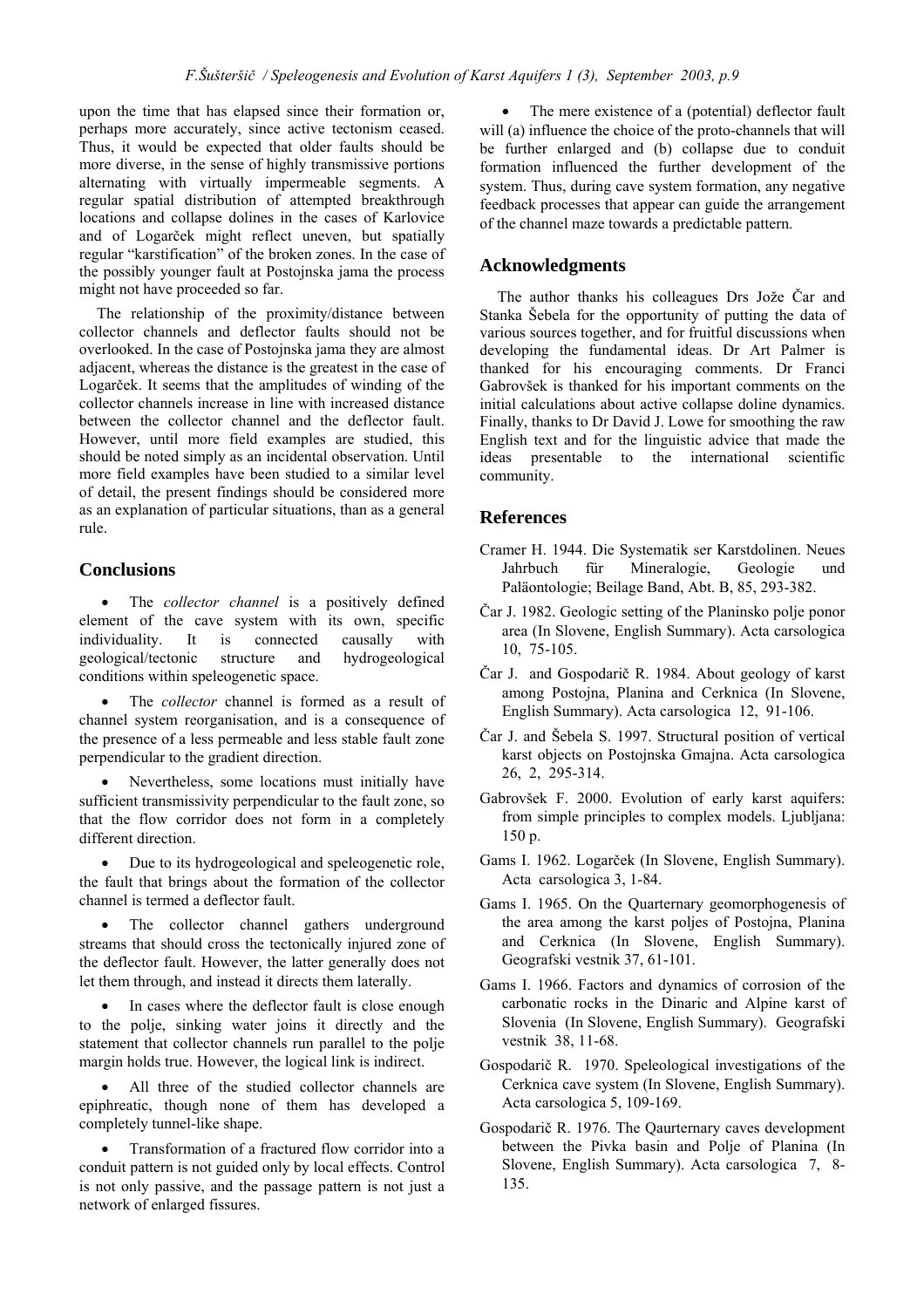upon the time that has elapsed since their formation or, perhaps more accurately, since active tectonism ceased. Thus, it would be expected that older faults should be more diverse, in the sense of highly transmissive portions alternating with virtually impermeable segments. A regular spatial distribution of attempted breakthrough locations and collapse dolines in the cases of Karlovice and of Logarček might reflect uneven, but spatially regular "karstification" of the broken zones. In the case of the possibly younger fault at Postojnska jama the process might not have proceeded so far.

The relationship of the proximity/distance between collector channels and deflector faults should not be overlooked. In the case of Postojnska jama they are almost adjacent, whereas the distance is the greatest in the case of Logarček. It seems that the amplitudes of winding of the collector channels increase in line with increased distance between the collector channel and the deflector fault. However, until more field examples are studied, this should be noted simply as an incidental observation. Until more field examples have been studied to a similar level of detail, the present findings should be considered more as an explanation of particular situations, than as a general rule.

## Conclusions

- The *collector channel* is a positively defined element of the cave system with its own, specific individuality. It is connected causally with geological/tectonic structure and hydrogeological conditions within speleogenetic space.
- The *collector* channel is formed as a result of channel system reorganisation, and is a consequence of the presence of a less permeable and less stable fault zone perpendicular to the gradient direction.
- Nevertheless, some locations must initially have sufficient transmissivity perpendicular to the fault zone, so that the flow corridor does not form in a completely different direction.
- Due to its hydrogeological and speleogenetic role, the fault that brings about the formation of the collector channel is termed a deflector fault.
- The collector channel gathers underground streams that should cross the tectonically injured zone of the deflector fault. However, the latter generally does not let them through, and instead it directs them laterally.
- In cases where the deflector fault is close enough to the polje, sinking water joins it directly and the statement that collector channels run parallel to the polje margin holds true. However, the logical link is indirect.
- All three of the studied collector channels are epiphreatic, though none of them has developed a completely tunnel-like shape.
- Transformation of a fractured flow corridor into a conduit pattern is not guided only by local effects. Control is not only passive, and the passage pattern is not just a network of enlarged fissures.
- The mere existence of a (potential) deflector fault will (a) influence the choice of the proto-channels that will be further enlarged and (b) collapse due to conduit formation influenced the further development of the system. Thus, during cave system formation, any negative feedback processes that appear can guide the arrangement of the channel maze towards a predictable pattern.

## Acknowledgments

The author thanks his colleagues Drs Jože Čar and Stanka Šebela for the opportunity of putting the data of various sources together, and for fruitful discussions when developing the fundamental ideas. Dr Art Palmer is thanked for his encouraging comments. Dr Franci Gabrovšek is thanked for his important comments on the initial calculations about active collapse doline dynamics. Finally, thanks to Dr David J. Lowe for smoothing the raw English text and for the linguistic advice that made the ideas presentable to the international scientific community.

## References

Cramer H. 1944. Die Systematik ser Karstdolinen. Neues Jahrbuch für Mineralogie, Geologie und Paläontologie; Beilage Band, Abt. B, 85, 293-382.

Čar J. 1982. Geologic setting of the Planinsko polje ponor area (In Slovene, English Summary). Acta carsologica 10, 75-105.

Čar J. and Gospodarič R. 1984. About geology of karst among Postojna, Planina and Cerknica (In Slovene, English Summary). Acta carsologica 12, 91-106.

Čar J. and Šebela S. 1997. Structural position of vertical karst objects on Postojnska Gmajna. Acta carsologica 26, 2, 295-314.

Gabrovšek F. 2000. Evolution of early karst aquifers: from simple principles to complex models. Ljubljana: 150 p.

Gams I. 1962. Logarček (In Slovene, English Summary). Acta carsologica 3, 1-84.

Gams I. 1965. On the Quarternary geomorphogenesis of the area among the karst poljes of Postojna, Planina and Cerknica (In Slovene, English Summary). Geografski vestnik 37, 61-101.

Gams I. 1966. Factors and dynamics of corrosion of the carbonatic rocks in the Dinaric and Alpine karst of Slovenia (In Slovene, English Summary). Geografski vestnik 38, 11-68.

Gospodarič R. 1970. Speleological investigations of the Cerknica cave system (In Slovene, English Summary). Acta carsologica 5, 109-169.

Gospodarič R. 1976. The Qaurternary caves development between the Pivka basin and Polje of Planina (In Slovene, English Summary). Acta carsologica 7, 8-135.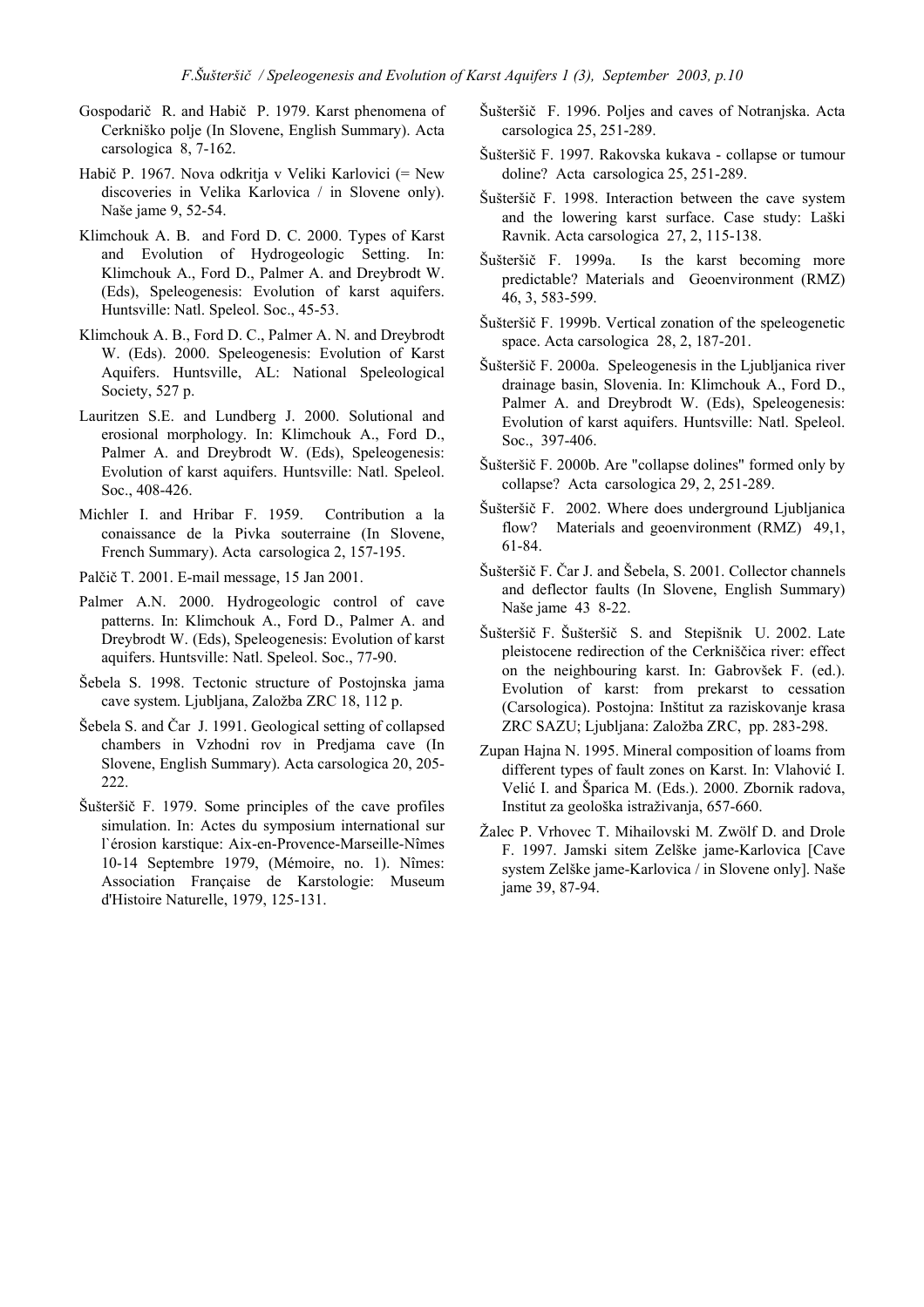Gospodarič R. and Habič P. 1979. Karst phenomena of Cerkniško polje (In Slovene, English Summary). Acta carsologica 8, 7-162.

Habič P. 1967. Nova odkritja v Veliki Karlovici (= New discoveries in Velika Karlovica / in Slovene only). Naše jame 9, 52-54.

Klimchouk A. B. and Ford D. C. 2000. Types of Karst and Evolution of Hydrogeologic Setting. In: Klimchouk A., Ford D., Palmer A. and Dreybrodt W. (Eds), Speleogenesis: Evolution of karst aquifers. Huntsville: Natl. Speleol. Soc., 45-53.

Klimchouk A. B., Ford D. C., Palmer A. N. and Dreybrodt W. (Eds). 2000. Speleogenesis: Evolution of Karst Aquifers. Huntsville, AL: National Speleological Society, 527 p.

Lauritzen S.E. and Lundberg J. 2000. Solutional and erosional morphology. In: Klimchouk A., Ford D., Palmer A. and Dreybrodt W. (Eds), Speleogenesis: Evolution of karst aquifers. Huntsville: Natl. Speleol. Soc., 408-426.

Michler I. and Hribar F. 1959. Contribution a la conaissance de la Pivka souterraine (In Slovene, French Summary). Acta carsologica 2, 157-195.

Palčič T. 2001. E-mail message, 15 Jan 2001.

Palmer A.N. 2000. Hydrogeologic control of cave patterns. In: Klimchouk A., Ford D., Palmer A. and Dreybrodt W. (Eds), Speleogenesis: Evolution of karst aquifers. Huntsville: Natl. Speleol. Soc., 77-90.

Šebela S. 1998. Tectonic structure of Postojnska jama cave system. Ljubljana, Založba ZRC 18, 112 p.

Šebela S. and Čar J. 1991. Geological setting of collapsed chambers in Vzhodni rov in Predjama cave (In Slovene, English Summary). Acta carsologica 20, 205-222.

Šušteršič F. 1979. Some principles of the cave profiles simulation. In: Actes du symposium international sur l`érosion karstique: Aix-en-Provence-Marseille-Nîmes 10-14 Septembre 1979, (Mémoire, no. 1). Nîmes: Association Française de Karstologie: Museum d'Histoire Naturelle, 1979, 125-131.

Šušteršič F. 1996. Poljes and caves of Notranjska. Acta carsologica 25, 251-289.

Šušteršič F. 1997. Rakovska kukava - collapse or tumour doline? Acta carsologica 25, 251-289.

Šušteršič F. 1998. Interaction between the cave system and the lowering karst surface. Case study: Laški Ravnik. Acta carsologica 27, 2, 115-138.

Šušteršič F. 1999a. Is the karst becoming more predictable? Materials and Geoenvironment (RMZ) 46, 3, 583-599.

Šušteršič F. 1999b. Vertical zonation of the speleogenetic space. Acta carsologica 28, 2, 187-201.

Šušteršič F. 2000a. Speleogenesis in the Ljubljanica river drainage basin, Slovenia. In: Klimchouk A., Ford D., Palmer A. and Dreybrodt W. (Eds), Speleogenesis: Evolution of karst aquifers. Huntsville: Natl. Speleol. Soc., 397-406.

Šušteršič F. 2000b. Are "collapse dolines" formed only by collapse? Acta carsologica 29, 2, 251-289.

Šušteršič F. 2002. Where does underground Ljubljanica flow? Materials and geoenvironment (RMZ) 49,1, 61-84.

Šušteršič F. Čar J. and Šebela, S. 2001. Collector channels and deflector faults (In Slovene, English Summary) Naše jame 43 8-22.

Šušteršič F. Šušteršič S. and Stepišnik U. 2002. Late pleistocene redirection of the Cerkniščica river: effect on the neighbouring karst. In: Gabrovšek F. (ed.). Evolution of karst: from prekarst to cessation (Carsologica). Postojna: Inštitut za raziskovanje krasa ZRC SAZU; Ljubljana: Založba ZRC, pp. 283-298.

Zupan Hajna N. 1995. Mineral composition of loams from different types of fault zones on Karst. In: Vlahović I. Velić I. and Šparica M. (Eds.). 2000. Zbornik radova, Institut za geološka istraživanja, 657-660.

Žalec P. Vrhovec T. Mihailovski M. Zwölf D. and Drole F. 1997. Jamski sitem Zelške jame-Karlovica [Cave system Zelške jame-Karlovica / in Slovene only]. Naše jame 39, 87-94.